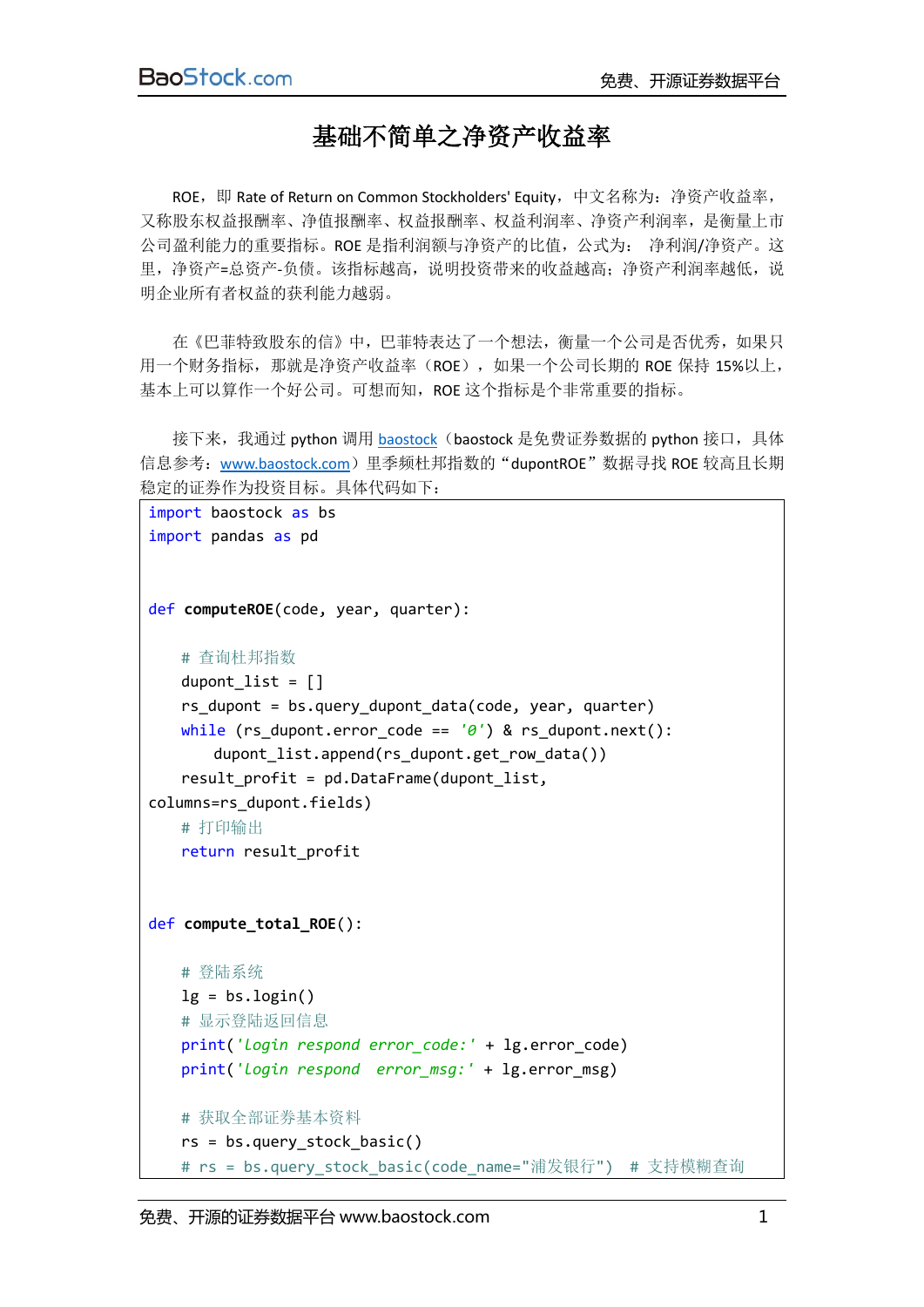# 基础不简单之净资产收益率

ROE，即 Rate of Return on Common Stockholders' Equity，中文名称为：净资产收益率，又称股东权益报酬率、净值报酬率、权益报酬率、权益利润率、净资产利润率，是衡量上市公司盈利能力的重要指标。ROE 是指利润额与净资产的比值，公式为： 净利润/净资产。这里，净资产=总资产-负债。该指标越高，说明投资带来的收益越高；净资产利润率越低，说明企业所有者权益的获利能力越弱。

在《巴菲特致股东的信》中，巴菲特表达了一个想法，衡量一个公司是否优秀，如果只用一个财务指标，那就是净资产收益率（ROE），如果一个公司长期的 ROE 保持 15%以上，基本上可以算作一个好公司。可想而知，ROE 这个指标是个非常重要的指标。

接下来，我通过 python 调用 baostock（baostock 是免费证券数据的 python 接口，具体信息参考：www.baostock.com）里季频杜邦指数的“dupontROE”数据寻找 ROE 较高且长期稳定的证券作为投资目标。具体代码如下：

```
import baostock as bs
import pandas as pd


def computeROE(code, year, quarter):

    # 查询杜邦指数
    dupont_list = []
    rs_dupont = bs.query_dupont_data(code, year, quarter)
    while (rs_dupont.error_code == '0') & rs_dupont.next():
        dupont_list.append(rs_dupont.get_row_data())
    result_profit = pd.DataFrame(dupont_list,
columns=rs_dupont.fields)
    # 打印输出
    return result_profit


def compute_total_ROE():

    # 登陆系统
    lg = bs.login()
    # 显示登陆返回信息
    print('login respond error_code:' + lg.error_code)
    print('login respond  error_msg:' + lg.error_msg)

    # 获取全部证券基本资料
    rs = bs.query_stock_basic()
    # rs = bs.query_stock_basic(code_name="浦发银行")  # 支持模糊查询
```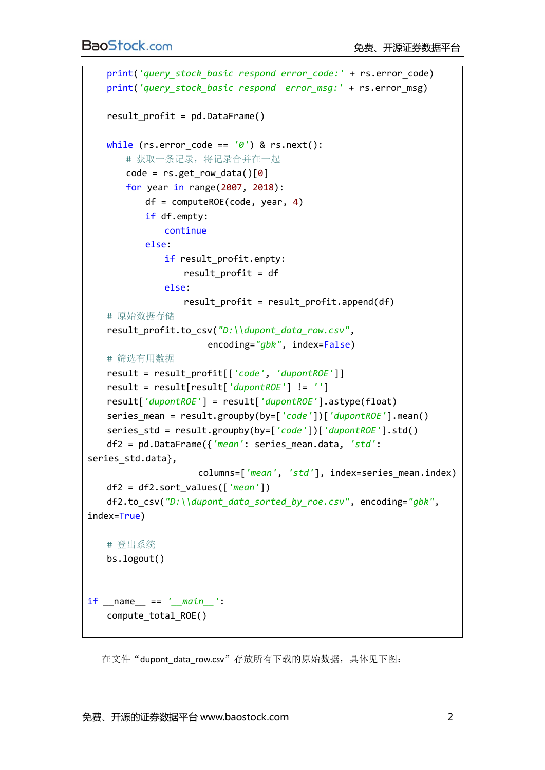```python
    print('query_stock_basic respond error_code:' + rs.error_code)
    print('query_stock_basic respond  error_msg:' + rs.error_msg)

    result_profit = pd.DataFrame()

    while (rs.error_code == '0') & rs.next():
        # 获取一条记录，将记录合并在一起
        code = rs.get_row_data()[0]
        for year in range(2007, 2018):
            df = computeROE(code, year, 4)
            if df.empty:
                continue
            else:
                if result_profit.empty:
                    result_profit = df
                else:
                    result_profit = result_profit.append(df)
    # 原始数据存储
    result_profit.to_csv("D:\\dupont_data_row.csv",
                         encoding="gbk", index=False)
    # 筛选有用数据
    result = result_profit[['code', 'dupontROE']]
    result = result[result['dupontROE'] != '']
    result['dupontROE'] = result['dupontROE'].astype(float)
    series_mean = result.groupby(by=['code'])['dupontROE'].mean()
    series_std = result.groupby(by=['code'])['dupontROE'].std()
    df2 = pd.DataFrame({'mean': series_mean.data, 'std':
series_std.data},
                       columns=['mean', 'std'], index=series_mean.index)
    df2 = df2.sort_values(['mean'])
    df2.to_csv("D:\\dupont_data_sorted_by_roe.csv", encoding="gbk",
index=True)

    # 登出系统
    bs.logout()


if __name__ == '__main__':
    compute_total_ROE()
```

在文件“dupont_data_row.csv”存放所有下载的原始数据，具体见下图：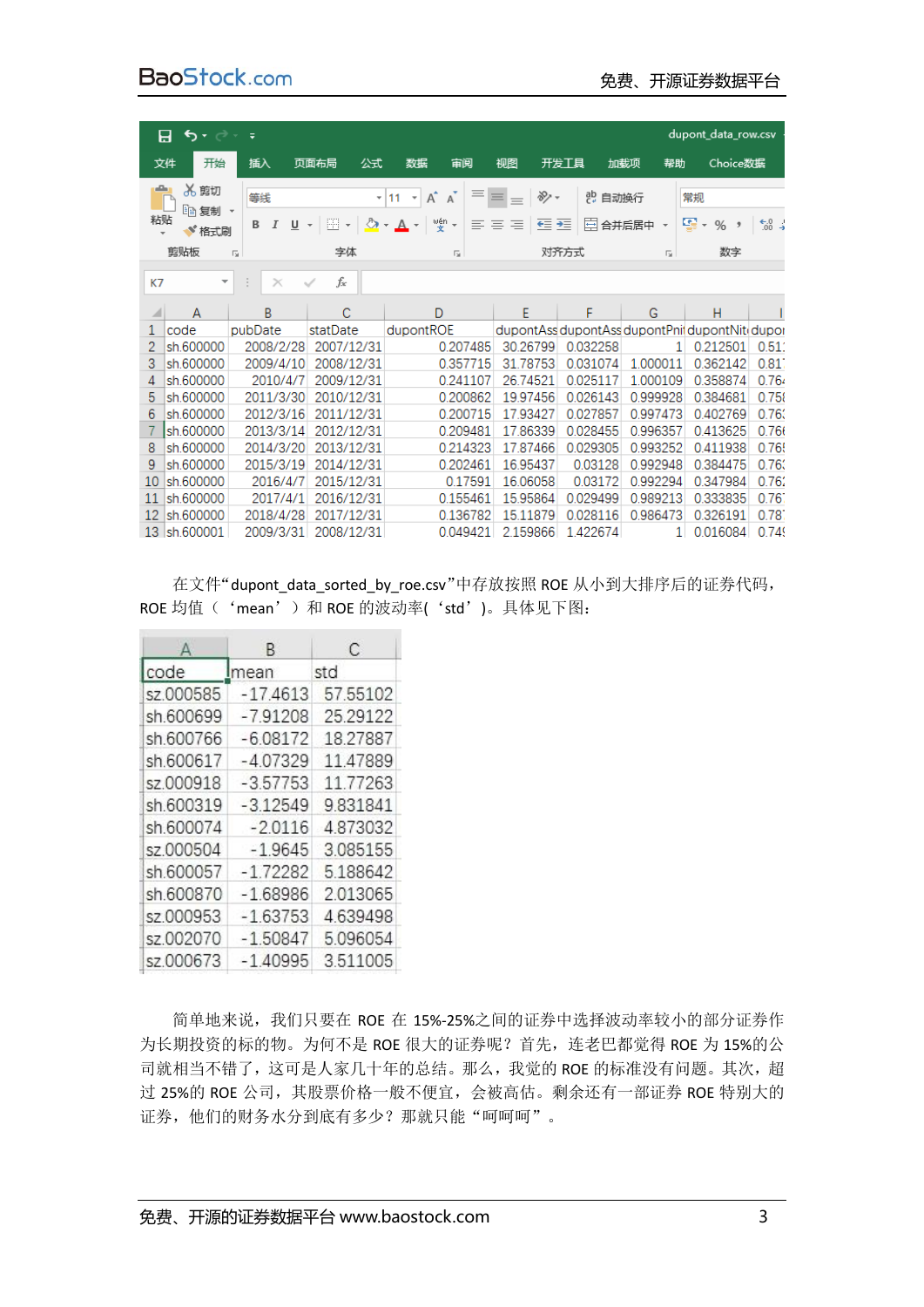| | A | B | C | D | E | F | G | H | I |
|---|---|---|---|---|---|---|---|---|---|
| 1 | code | pubDate | statDate | dupontROE | dupontAss | dupontAss | dupontPni | dupontNit | dupor |
| 2 | sh.600000 | 2008/2/28 | 2007/12/31 | 0.207485 | 30.26799 | 0.032258 | 1 | 0.212501 | 0.51 |
| 3 | sh.600000 | 2009/4/10 | 2008/12/31 | 0.357715 | 31.78753 | 0.031074 | 1.000011 | 0.362142 | 0.81 |
| 4 | sh.600000 | 2010/4/7 | 2009/12/31 | 0.241107 | 26.74521 | 0.025117 | 1.000109 | 0.358874 | 0.76 |
| 5 | sh.600000 | 2011/3/30 | 2010/12/31 | 0.200862 | 19.97456 | 0.026143 | 0.999928 | 0.384681 | 0.75 |
| 6 | sh.600000 | 2012/3/16 | 2011/12/31 | 0.200715 | 17.93427 | 0.027857 | 0.997473 | 0.402769 | 0.76 |
| 7 | sh.600000 | 2013/3/14 | 2012/12/31 | 0.209481 | 17.86339 | 0.028455 | 0.996357 | 0.413625 | 0.76 |
| 8 | sh.600000 | 2014/3/20 | 2013/12/31 | 0.214323 | 17.87466 | 0.029305 | 0.993252 | 0.411938 | 0.76 |
| 9 | sh.600000 | 2015/3/19 | 2014/12/31 | 0.202461 | 16.95437 | 0.03128 | 0.992948 | 0.384475 | 0.76 |
| 10 | sh.600000 | 2016/4/7 | 2015/12/31 | 0.17591 | 16.06058 | 0.03172 | 0.992294 | 0.347984 | 0.76 |
| 11 | sh.600000 | 2017/4/1 | 2016/12/31 | 0.155461 | 15.95864 | 0.029499 | 0.989213 | 0.333835 | 0.76 |
| 12 | sh.600000 | 2018/4/28 | 2017/12/31 | 0.136782 | 15.11879 | 0.028116 | 0.986473 | 0.326191 | 0.78 |
| 13 | sh.600001 | 2009/3/31 | 2008/12/31 | 0.049421 | 2.159866 | 1.422674 | 1 | 0.016084 | 0.74 |

在文件“dupont_data_sorted_by_roe.csv”中存放按照 ROE 从小到大排序后的证券代码，ROE 均值（‘mean’）和 ROE 的波动率(‘std’)。具体见下图：

| code | mean | std |
|---|---|---|
| sz.000585 | -17.4613 | 57.55102 |
| sh.600699 | -7.91208 | 25.29122 |
| sh.600766 | -6.08172 | 18.27887 |
| sh.600617 | -4.07329 | 11.47889 |
| sz.000918 | -3.57753 | 11.77263 |
| sh.600319 | -3.12549 | 9.831841 |
| sh.600074 | -2.0116 | 4.873032 |
| sz.000504 | -1.9645 | 3.085155 |
| sh.600057 | -1.72282 | 5.188642 |
| sh.600870 | -1.68986 | 2.013065 |
| sz.000953 | -1.63753 | 4.639498 |
| sz.002070 | -1.50847 | 5.096054 |
| sz.000673 | -1.40995 | 3.511005 |

简单地来说，我们只要在 ROE 在 15%-25%之间的证券中选择波动率较小的部分证券作为长期投资的标的物。为何不是 ROE 很大的证券呢？首先，连老巴都觉得 ROE 为 15%的公司就相当不错了，这可是人家几十年的总结。那么，我觉的 ROE 的标准没有问题。其次，超过 25%的 ROE 公司，其股票价格一般不便宜，会被高估。剩余还有一部证券 ROE 特别大的证券，他们的财务水分到底有多少？那就只能“呵呵呵”。